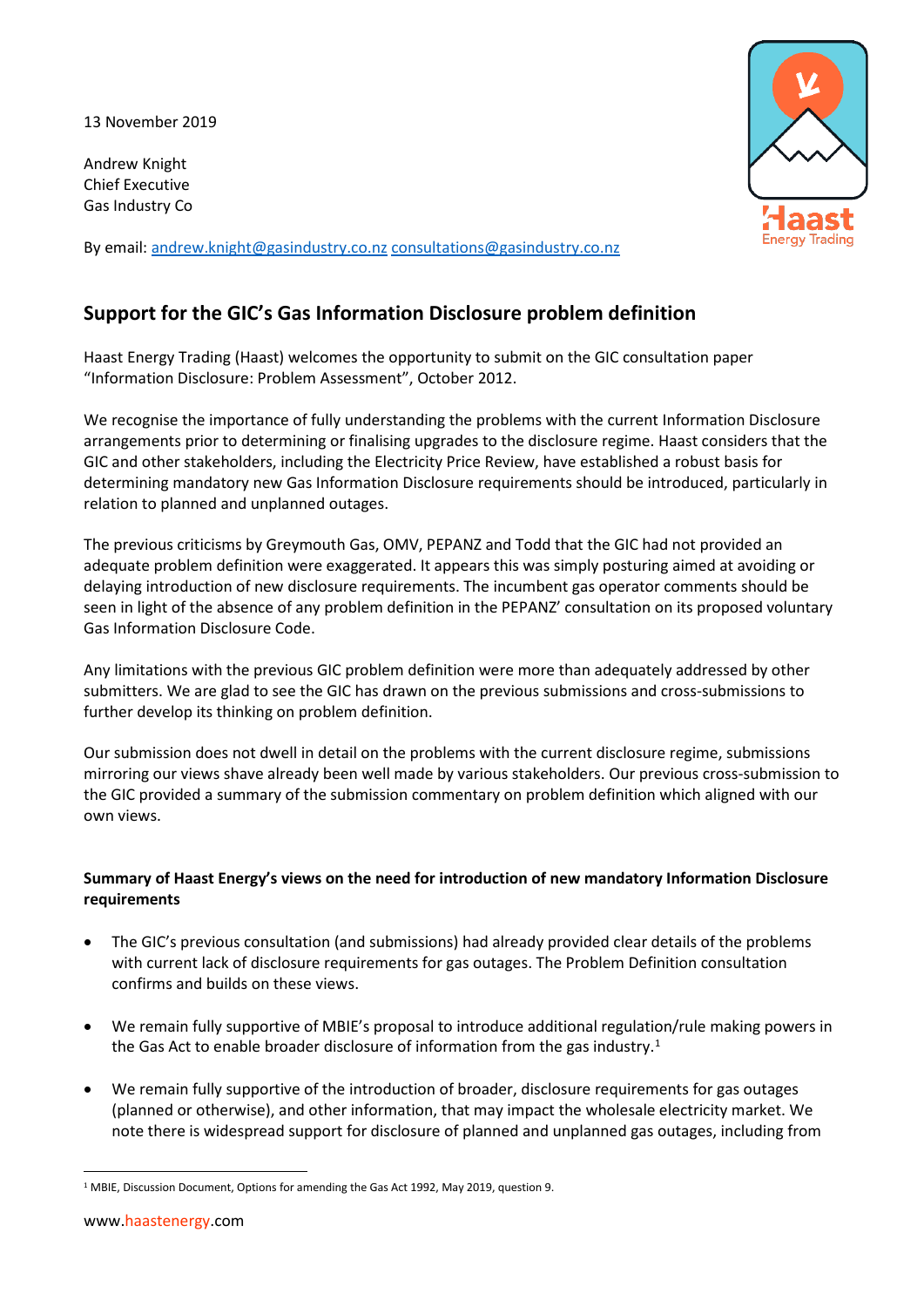13 November 2019

Andrew Knight
Chief Executive
Gas Industry Co

By email: andrew.knight@gasindustry.co.nz consultations@gasindustry.co.nz

## Support for the GIC's Gas Information Disclosure problem definition

Haast Energy Trading (Haast) welcomes the opportunity to submit on the GIC consultation paper "Information Disclosure: Problem Assessment", October 2012.

We recognise the importance of fully understanding the problems with the current Information Disclosure arrangements prior to determining or finalising upgrades to the disclosure regime. Haast considers that the GIC and other stakeholders, including the Electricity Price Review, have established a robust basis for determining mandatory new Gas Information Disclosure requirements should be introduced, particularly in relation to planned and unplanned outages.

The previous criticisms by Greymouth Gas, OMV, PEPANZ and Todd that the GIC had not provided an adequate problem definition were exaggerated. It appears this was simply posturing aimed at avoiding or delaying introduction of new disclosure requirements. The incumbent gas operator comments should be seen in light of the absence of any problem definition in the PEPANZ' consultation on its proposed voluntary Gas Information Disclosure Code.

Any limitations with the previous GIC problem definition were more than adequately addressed by other submitters. We are glad to see the GIC has drawn on the previous submissions and cross-submissions to further develop its thinking on problem definition.

Our submission does not dwell in detail on the problems with the current disclosure regime, submissions mirroring our views shave already been well made by various stakeholders. Our previous cross-submission to the GIC provided a summary of the submission commentary on problem definition which aligned with our own views.

**Summary of Haast Energy's views on the need for introduction of new mandatory Information Disclosure requirements**

- The GIC's previous consultation (and submissions) had already provided clear details of the problems with current lack of disclosure requirements for gas outages. The Problem Definition consultation confirms and builds on these views.
- We remain fully supportive of MBIE's proposal to introduce additional regulation/rule making powers in the Gas Act to enable broader disclosure of information from the gas industry.[1]
- We remain fully supportive of the introduction of broader, disclosure requirements for gas outages (planned or otherwise), and other information, that may impact the wholesale electricity market. We note there is widespread support for disclosure of planned and unplanned gas outages, including from

[1] MBIE, Discussion Document, Options for amending the Gas Act 1992, May 2019, question 9.

www.haastenergy.com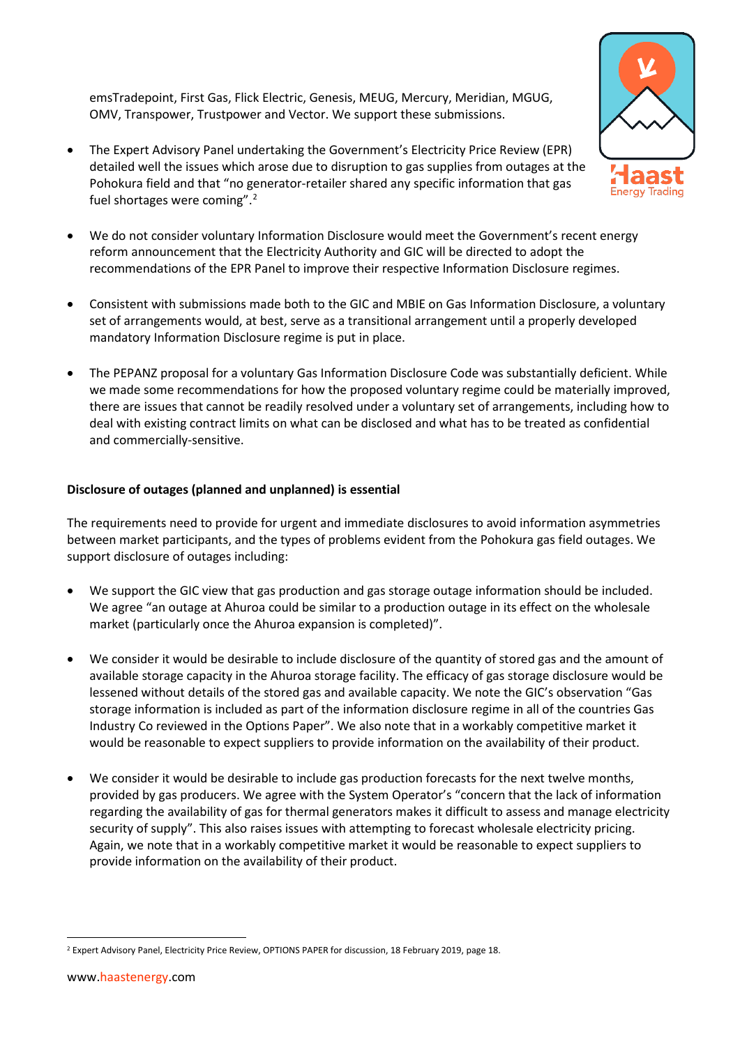emsTradepoint, First Gas, Flick Electric, Genesis, MEUG, Mercury, Meridian, MGUG, OMV, Transpower, Trustpower and Vector. We support these submissions.

- The Expert Advisory Panel undertaking the Government's Electricity Price Review (EPR) detailed well the issues which arose due to disruption to gas supplies from outages at the Pohokura field and that "no generator-retailer shared any specific information that gas fuel shortages were coming".[2]

- We do not consider voluntary Information Disclosure would meet the Government's recent energy reform announcement that the Electricity Authority and GIC will be directed to adopt the recommendations of the EPR Panel to improve their respective Information Disclosure regimes.

- Consistent with submissions made both to the GIC and MBIE on Gas Information Disclosure, a voluntary set of arrangements would, at best, serve as a transitional arrangement until a properly developed mandatory Information Disclosure regime is put in place.

- The PEPANZ proposal for a voluntary Gas Information Disclosure Code was substantially deficient. While we made some recommendations for how the proposed voluntary regime could be materially improved, there are issues that cannot be readily resolved under a voluntary set of arrangements, including how to deal with existing contract limits on what can be disclosed and what has to be treated as confidential and commercially-sensitive.

**Disclosure of outages (planned and unplanned) is essential**

The requirements need to provide for urgent and immediate disclosures to avoid information asymmetries between market participants, and the types of problems evident from the Pohokura gas field outages. We support disclosure of outages including:

- We support the GIC view that gas production and gas storage outage information should be included. We agree "an outage at Ahuroa could be similar to a production outage in its effect on the wholesale market (particularly once the Ahuroa expansion is completed)".

- We consider it would be desirable to include disclosure of the quantity of stored gas and the amount of available storage capacity in the Ahuroa storage facility. The efficacy of gas storage disclosure would be lessened without details of the stored gas and available capacity. We note the GIC's observation "Gas storage information is included as part of the information disclosure regime in all of the countries Gas Industry Co reviewed in the Options Paper". We also note that in a workably competitive market it would be reasonable to expect suppliers to provide information on the availability of their product.

- We consider it would be desirable to include gas production forecasts for the next twelve months, provided by gas producers. We agree with the System Operator's "concern that the lack of information regarding the availability of gas for thermal generators makes it difficult to assess and manage electricity security of supply". This also raises issues with attempting to forecast wholesale electricity pricing. Again, we note that in a workably competitive market it would be reasonable to expect suppliers to provide information on the availability of their product.

[2] Expert Advisory Panel, Electricity Price Review, OPTIONS PAPER for discussion, 18 February 2019, page 18.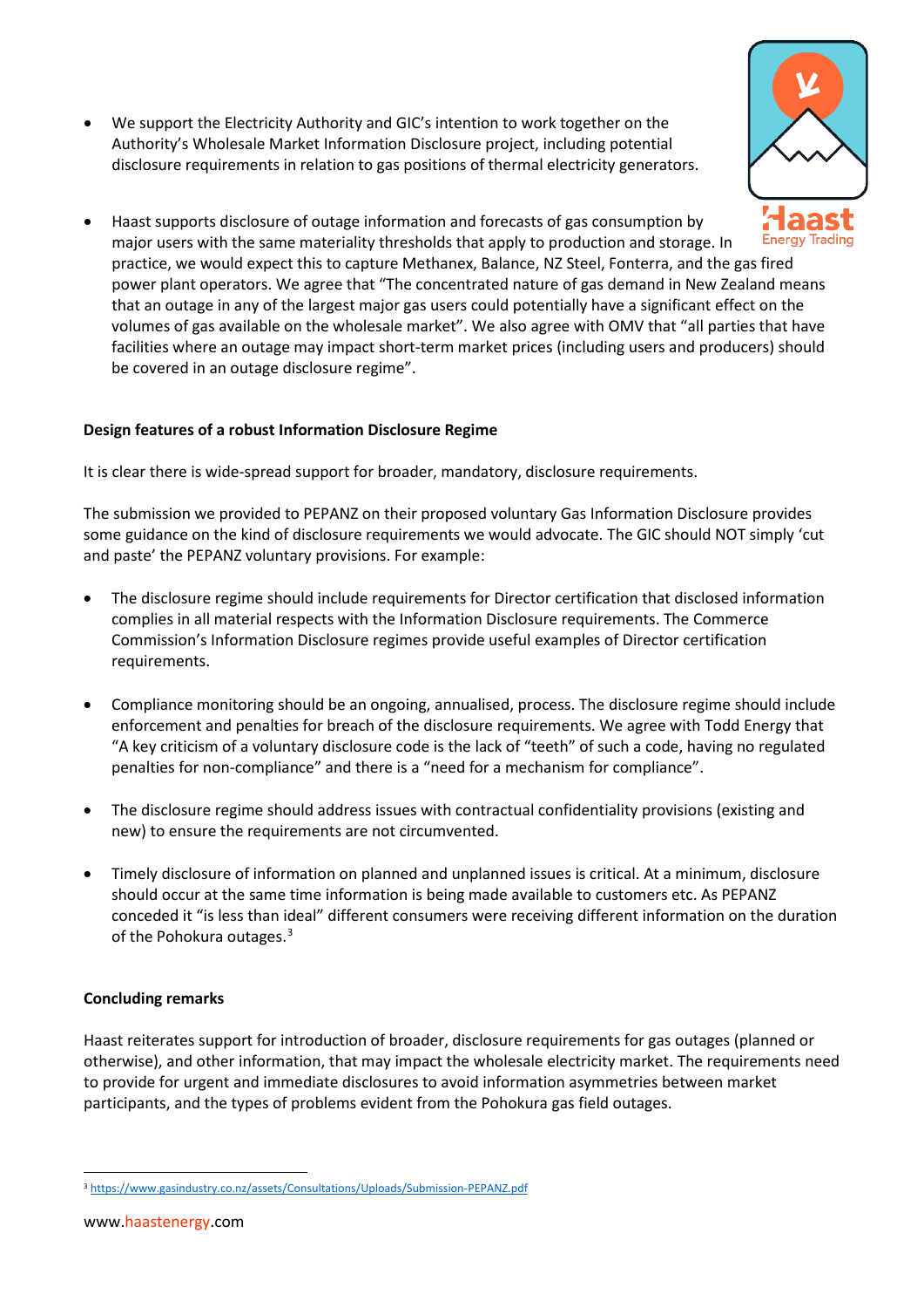- We support the Electricity Authority and GIC's intention to work together on the Authority's Wholesale Market Information Disclosure project, including potential disclosure requirements in relation to gas positions of thermal electricity generators.

- Haast supports disclosure of outage information and forecasts of gas consumption by major users with the same materiality thresholds that apply to production and storage. In practice, we would expect this to capture Methanex, Balance, NZ Steel, Fonterra, and the gas fired power plant operators. We agree that "The concentrated nature of gas demand in New Zealand means that an outage in any of the largest major gas users could potentially have a significant effect on the volumes of gas available on the wholesale market". We also agree with OMV that "all parties that have facilities where an outage may impact short-term market prices (including users and producers) should be covered in an outage disclosure regime".

**Design features of a robust Information Disclosure Regime**

It is clear there is wide-spread support for broader, mandatory, disclosure requirements.

The submission we provided to PEPANZ on their proposed voluntary Gas Information Disclosure provides some guidance on the kind of disclosure requirements we would advocate. The GIC should NOT simply 'cut and paste' the PEPANZ voluntary provisions. For example:

- The disclosure regime should include requirements for Director certification that disclosed information complies in all material respects with the Information Disclosure requirements. The Commerce Commission's Information Disclosure regimes provide useful examples of Director certification requirements.

- Compliance monitoring should be an ongoing, annualised, process. The disclosure regime should include enforcement and penalties for breach of the disclosure requirements. We agree with Todd Energy that "A key criticism of a voluntary disclosure code is the lack of "teeth" of such a code, having no regulated penalties for non-compliance" and there is a "need for a mechanism for compliance".

- The disclosure regime should address issues with contractual confidentiality provisions (existing and new) to ensure the requirements are not circumvented.

- Timely disclosure of information on planned and unplanned issues is critical. At a minimum, disclosure should occur at the same time information is being made available to customers etc. As PEPANZ conceded it "is less than ideal" different consumers were receiving different information on the duration of the Pohokura outages.[3]

**Concluding remarks**

Haast reiterates support for introduction of broader, disclosure requirements for gas outages (planned or otherwise), and other information, that may impact the wholesale electricity market. The requirements need to provide for urgent and immediate disclosures to avoid information asymmetries between market participants, and the types of problems evident from the Pohokura gas field outages.

[3] https://www.gasindustry.co.nz/assets/Consultations/Uploads/Submission-PEPANZ.pdf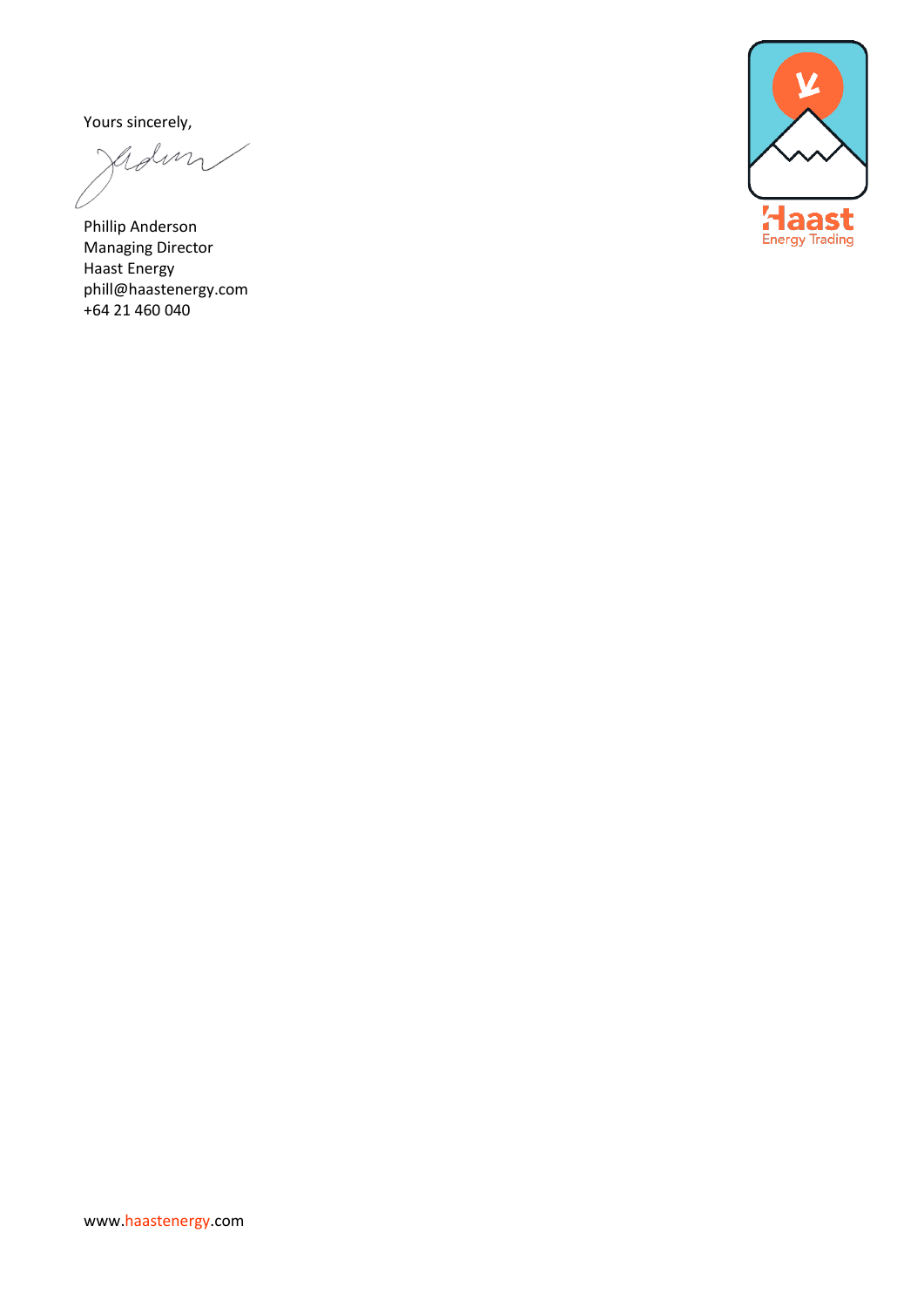Yours sincerely,

Phillip Anderson
Managing Director
Haast Energy
phill@haastenergy.com
+64 21 460 040

www.haastenergy.com